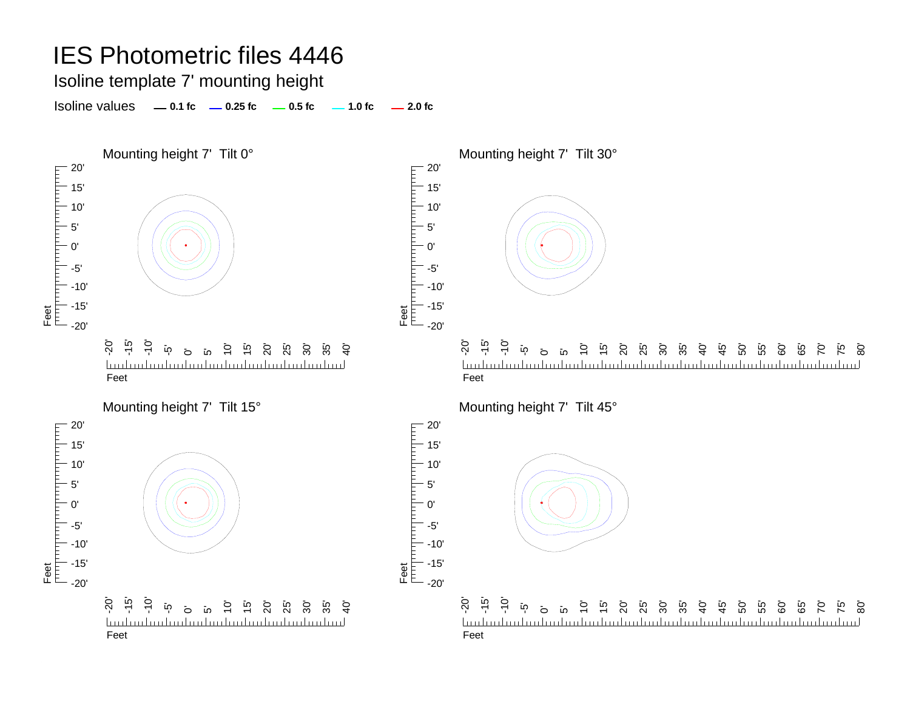# IES Photometric files 4446

## Isoline template 7' mounting height

Isoline values — 0.1 fc — 0.25 fc — 0.5 fc — 1.0 fc — 2.0 fc

Mounting height 7'  Tilt 0°

Mounting height 7'  Tilt 30°

Mounting height 7'  Tilt 15°

Mounting height 7'  Tilt 45°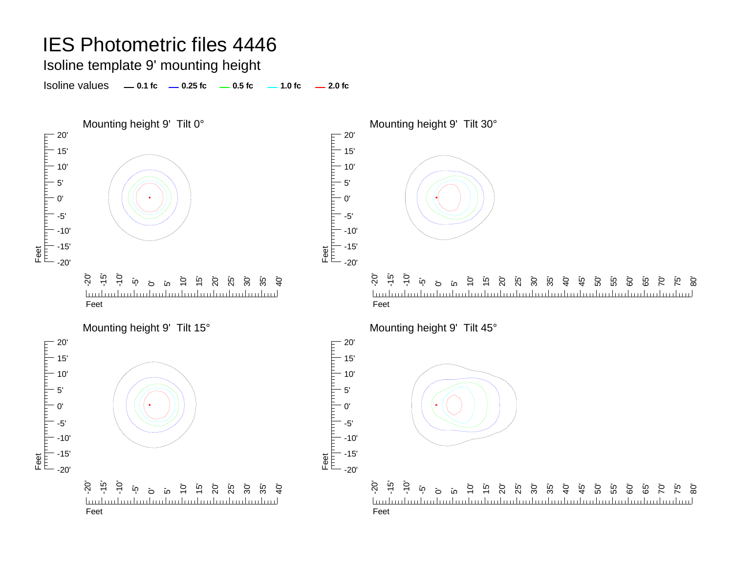# IES Photometric files 4446

## Isoline template 9' mounting height

Isoline values — 0.1 fc — 0.25 fc — 0.5 fc — 1.0 fc — 2.0 fc

Mounting height 9' Tilt 0°

Mounting height 9' Tilt 30°

Mounting height 9' Tilt 15°

Mounting height 9' Tilt 45°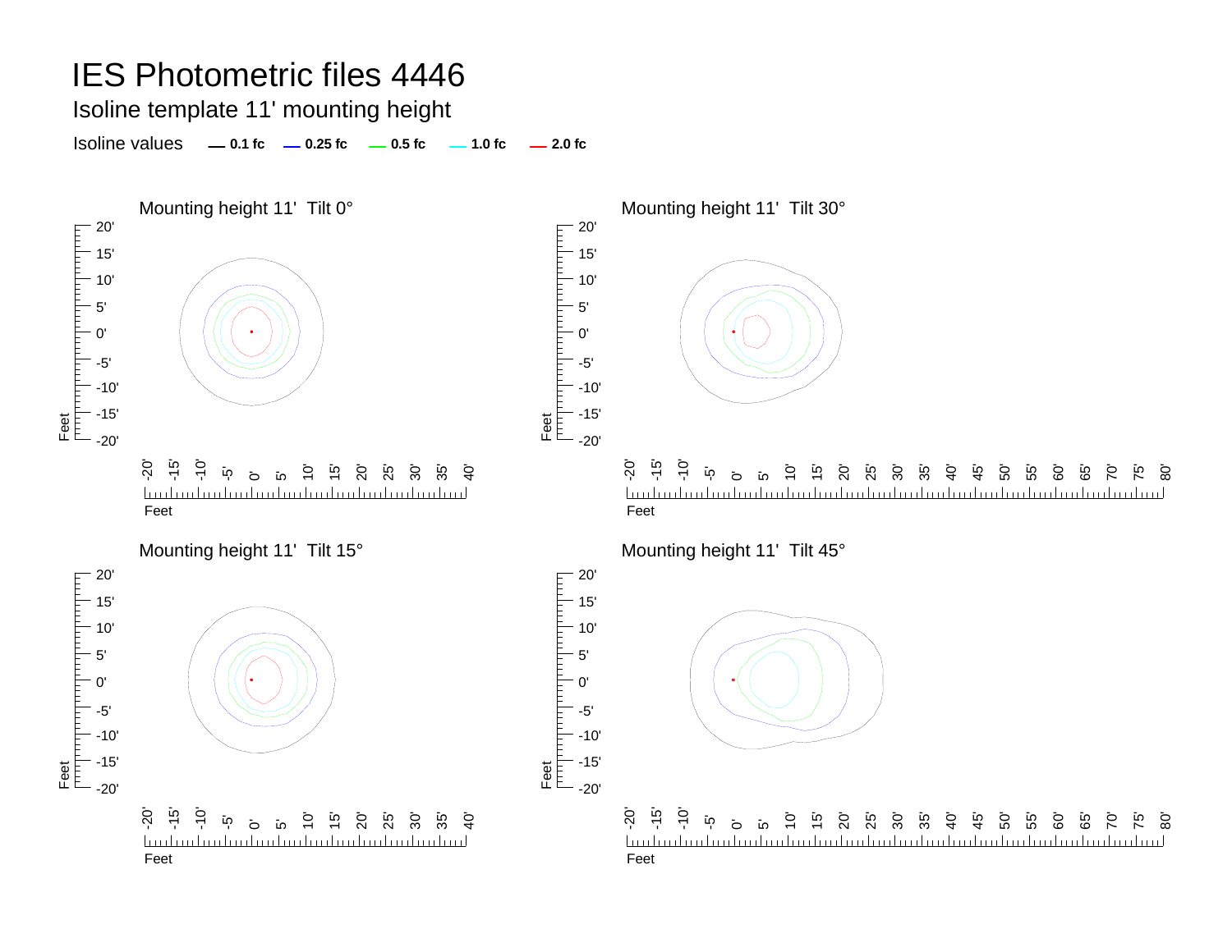# IES Photometric files 4446

## Isoline template 11' mounting height

Isoline values **0.1 fc** **0.25 fc** **0.5 fc** **1.0 fc** **2.0 fc**

### Mounting height 11' Tilt 0°

### Mounting height 11' Tilt 30°

### Mounting height 11' Tilt 15°

### Mounting height 11' Tilt 45°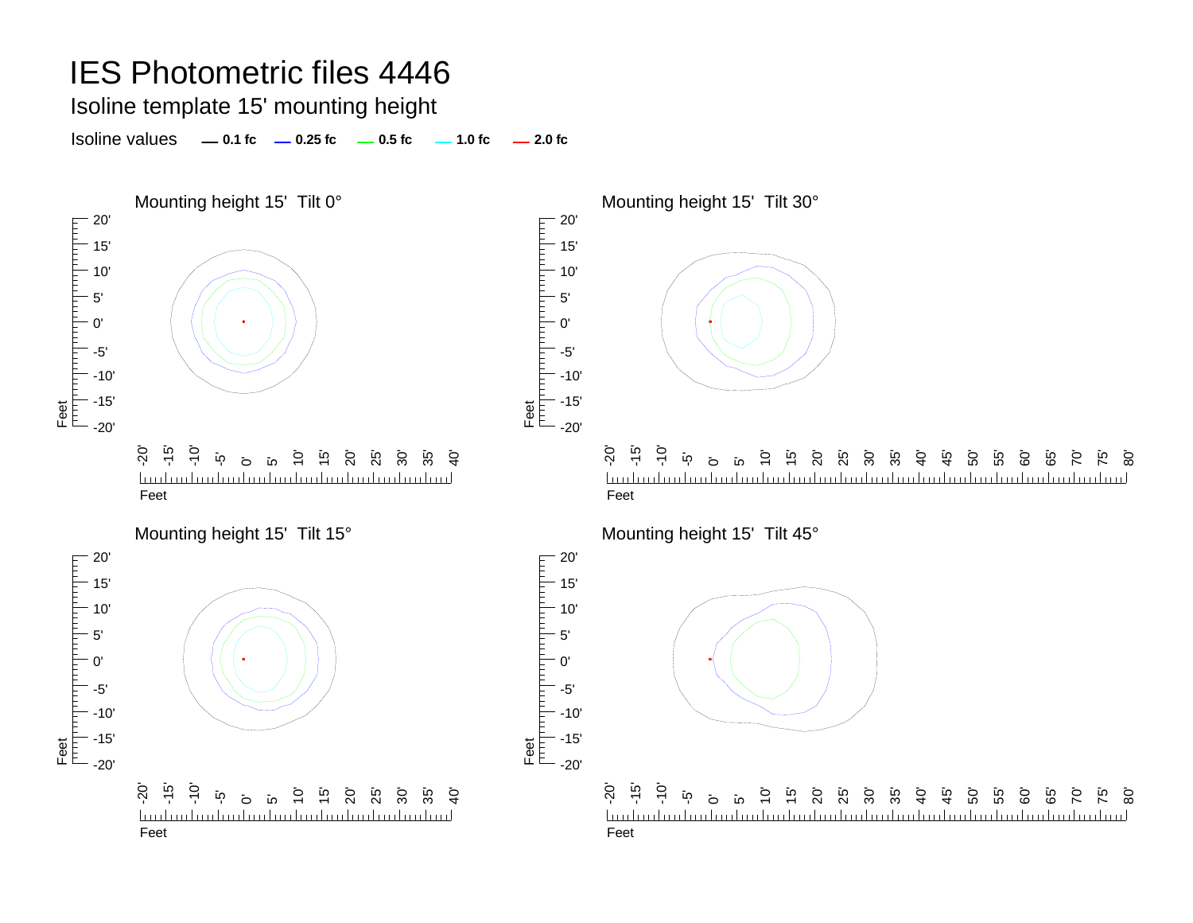# IES Photometric files 4446

Isoline template 15' mounting height

Isoline values — 0.1 fc — 0.25 fc — 0.5 fc — 1.0 fc — 2.0 fc

Mounting height 15' Tilt 0°

Mounting height 15' Tilt 30°

Mounting height 15' Tilt 15°

Mounting height 15' Tilt 45°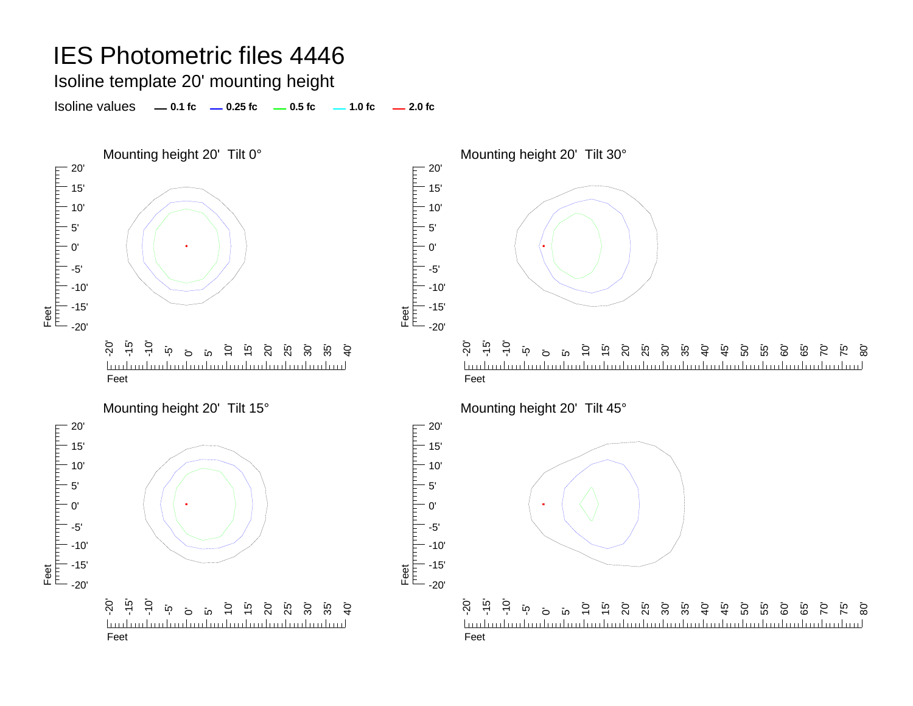# IES Photometric files 4446

## Isoline template 20' mounting height

Isoline values — **0.1 fc** — **0.25 fc** — **0.5 fc** — **1.0 fc** — **2.0 fc**

Mounting height 20' Tilt 0°

Mounting height 20' Tilt 30°

Mounting height 20' Tilt 15°

Mounting height 20' Tilt 45°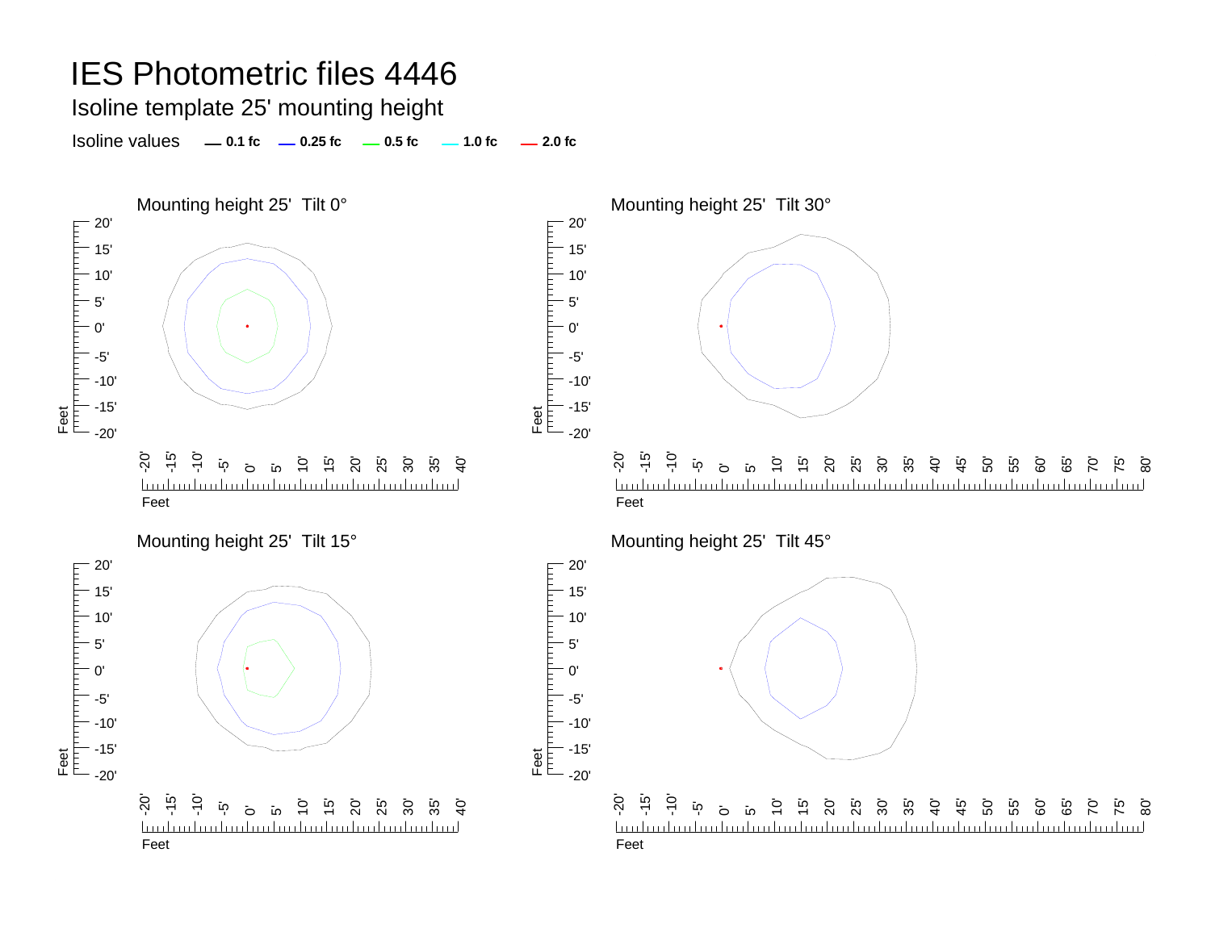# IES Photometric files 4446

## Isoline template 25' mounting height

Isoline values — 0.1 fc — 0.25 fc — 0.5 fc — 1.0 fc — 2.0 fc

### Mounting height 25' Tilt 0°

### Mounting height 25' Tilt 30°

### Mounting height 25' Tilt 15°

### Mounting height 25' Tilt 45°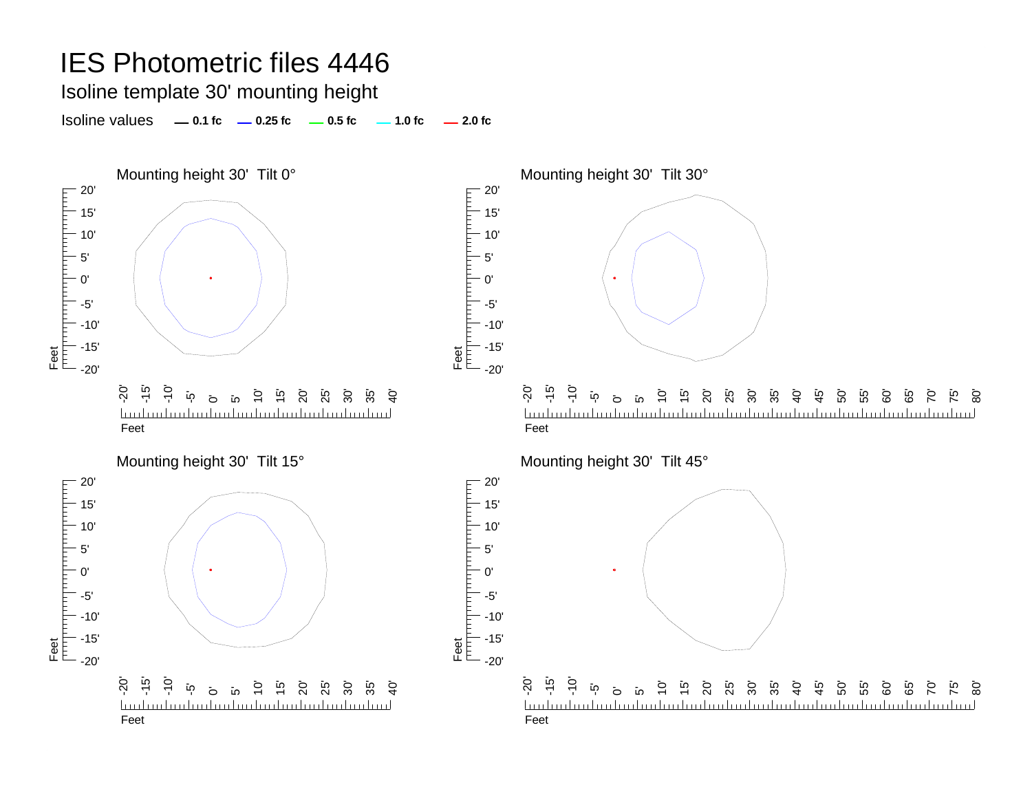# IES Photometric files 4446

## Isoline template 30' mounting height

Isoline values — 0.1 fc — 0.25 fc — 0.5 fc — 1.0 fc — 2.0 fc

Mounting height 30' Tilt 0°

20'
15'
10'
5'
0'
-5'
-10'
-15'
-20'
Feet

-20' -15' -10' -5' 0' 5' 10' 15' 20' 25' 30' 35' 40'
Feet

Mounting height 30' Tilt 30°

20'
15'
10'
5'
0'
-5'
-10'
-15'
-20'
Feet

-20' -15' -10' -5' 0' 5' 10' 15' 20' 25' 30' 35' 40' 45' 50' 55' 60' 65' 70' 75' 80'
Feet

Mounting height 30' Tilt 15°

20'
15'
10'
5'
0'
-5'
-10'
-15'
-20'
Feet

-20' -15' -10' -5' 0' 5' 10' 15' 20' 25' 30' 35' 40'
Feet

Mounting height 30' Tilt 45°

20'
15'
10'
5'
0'
-5'
-10'
-15'
-20'
Feet

-20' -15' -10' -5' 0' 5' 10' 15' 20' 25' 30' 35' 40' 45' 50' 55' 60' 65' 70' 75' 80'
Feet